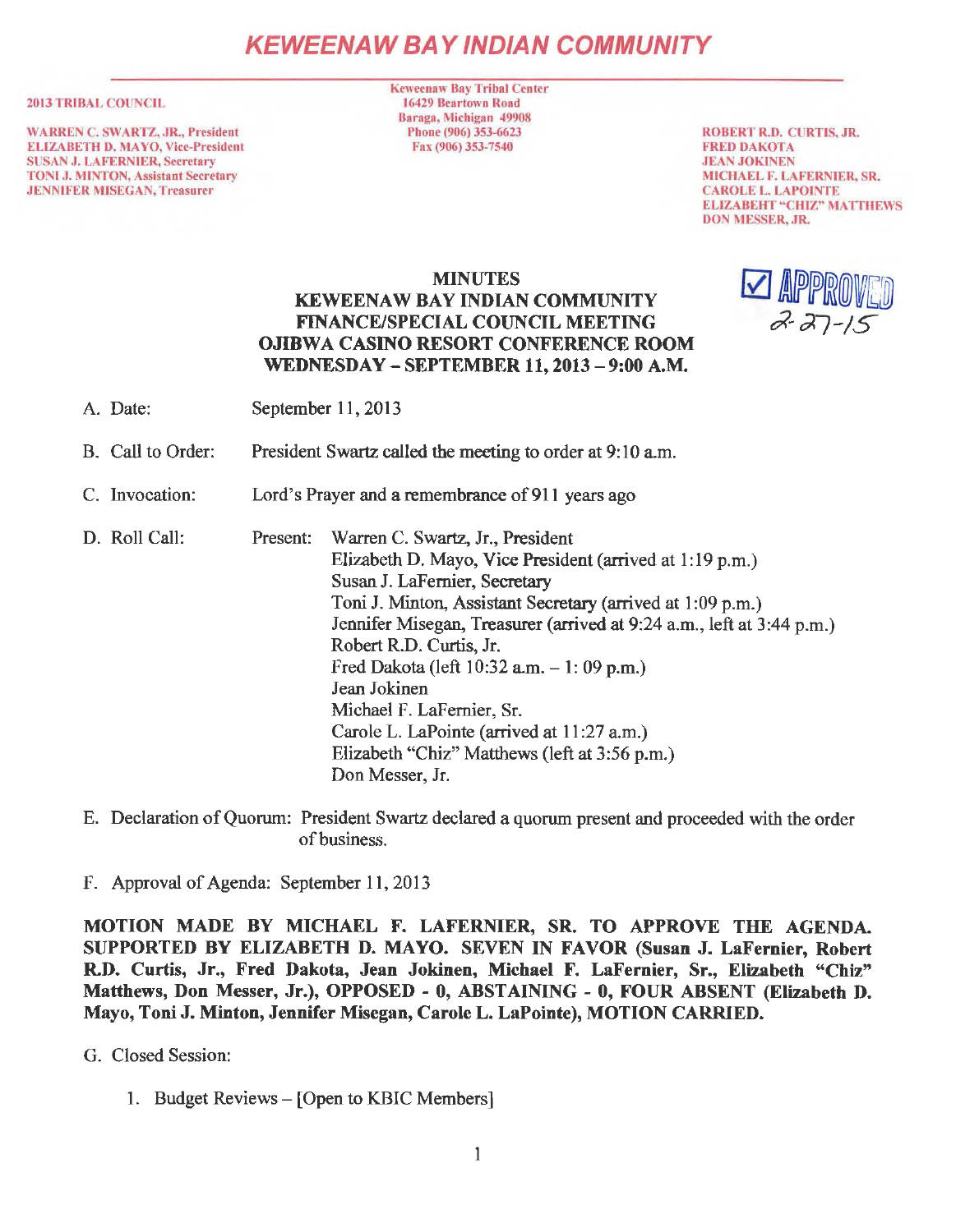# KEWEENAW BAY INDIAN COMMUNITY

**2013 TRIBAL COUNCIL**

WARREN C. SWARTZ, JR., President
ELIZABETH D. MAYO, Vice-President
SUSAN J. LAFERNIER, Secretary
TONI J. MINTON, Assistant Secretary
JENNIFER MISEGAN, Treasurer

Keweenaw Bay Tribal Center
16429 Beartown Road
Baraga, Michigan 49908
Phone (906) 353-6623
Fax (906) 353-7540

ROBERT R.D. CURTIS, JR.
FRED DAKOTA
JEAN JOKINEN
MICHAEL F. LAFERNIER, SR.
CAROLE L. LAPOINTE
ELIZABEHT "CHIZ" MATTHEWS
DON MESSER, JR.

☑ APPROVED 2-27-15

## MINUTES
## KEWEENAW BAY INDIAN COMMUNITY
## FINANCE/SPECIAL COUNCIL MEETING
## OJIBWA CASINO RESORT CONFERENCE ROOM
## WEDNESDAY – SEPTEMBER 11, 2013 – 9:00 A.M.

A. Date: September 11, 2013

B. Call to Order: President Swartz called the meeting to order at 9:10 a.m.

C. Invocation: Lord's Prayer and a remembrance of 911 years ago

D. Roll Call: Present:
Warren C. Swartz, Jr., President
Elizabeth D. Mayo, Vice President (arrived at 1:19 p.m.)
Susan J. LaFernier, Secretary
Toni J. Minton, Assistant Secretary (arrived at 1:09 p.m.)
Jennifer Misegan, Treasurer (arrived at 9:24 a.m., left at 3:44 p.m.)
Robert R.D. Curtis, Jr.
Fred Dakota (left 10:32 a.m. – 1: 09 p.m.)
Jean Jokinen
Michael F. LaFernier, Sr.
Carole L. LaPointe (arrived at 11:27 a.m.)
Elizabeth "Chiz" Matthews (left at 3:56 p.m.)
Don Messer, Jr.

E. Declaration of Quorum: President Swartz declared a quorum present and proceeded with the order of business.

F. Approval of Agenda: September 11, 2013

**MOTION MADE BY MICHAEL F. LAFERNIER, SR. TO APPROVE THE AGENDA. SUPPORTED BY ELIZABETH D. MAYO. SEVEN IN FAVOR (Susan J. LaFernier, Robert R.D. Curtis, Jr., Fred Dakota, Jean Jokinen, Michael F. LaFernier, Sr., Elizabeth "Chiz" Matthews, Don Messer, Jr.), OPPOSED - 0, ABSTAINING - 0, FOUR ABSENT (Elizabeth D. Mayo, Toni J. Minton, Jennifer Misegan, Carole L. LaPointe), MOTION CARRIED.**

G. Closed Session:

1. Budget Reviews – [Open to KBIC Members]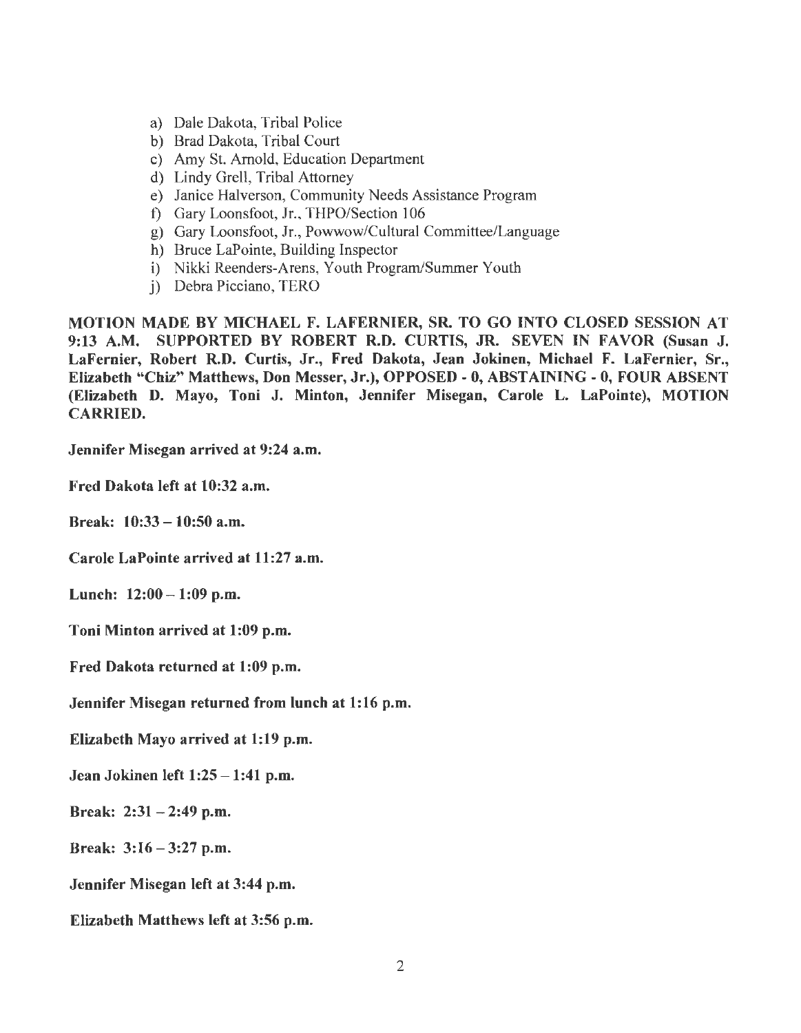a) Dale Dakota, Tribal Police
b) Brad Dakota, Tribal Court
c) Amy St. Arnold, Education Department
d) Lindy Grell, Tribal Attorney
e) Janice Halverson, Community Needs Assistance Program
f) Gary Loonsfoot, Jr., THPO/Section 106
g) Gary Loonsfoot, Jr., Powwow/Cultural Committee/Language
h) Bruce LaPointe, Building Inspector
i) Nikki Reenders-Arens, Youth Program/Summer Youth
j) Debra Picciano, TERO

**MOTION MADE BY MICHAEL F. LAFERNIER, SR. TO GO INTO CLOSED SESSION AT 9:13 A.M. SUPPORTED BY ROBERT R.D. CURTIS, JR. SEVEN IN FAVOR (Susan J. LaFernier, Robert R.D. Curtis, Jr., Fred Dakota, Jean Jokinen, Michael F. LaFernier, Sr., Elizabeth "Chiz" Matthews, Don Messer, Jr.), OPPOSED - 0, ABSTAINING - 0, FOUR ABSENT (Elizabeth D. Mayo, Toni J. Minton, Jennifer Misegan, Carole L. LaPointe), MOTION CARRIED.**

**Jennifer Misegan arrived at 9:24 a.m.**

**Fred Dakota left at 10:32 a.m.**

**Break: 10:33 – 10:50 a.m.**

**Carole LaPointe arrived at 11:27 a.m.**

**Lunch: 12:00 – 1:09 p.m.**

**Toni Minton arrived at 1:09 p.m.**

**Fred Dakota returned at 1:09 p.m.**

**Jennifer Misegan returned from lunch at 1:16 p.m.**

**Elizabeth Mayo arrived at 1:19 p.m.**

**Jean Jokinen left 1:25 – 1:41 p.m.**

**Break: 2:31 – 2:49 p.m.**

**Break: 3:16 – 3:27 p.m.**

**Jennifer Misegan left at 3:44 p.m.**

**Elizabeth Matthews left at 3:56 p.m.**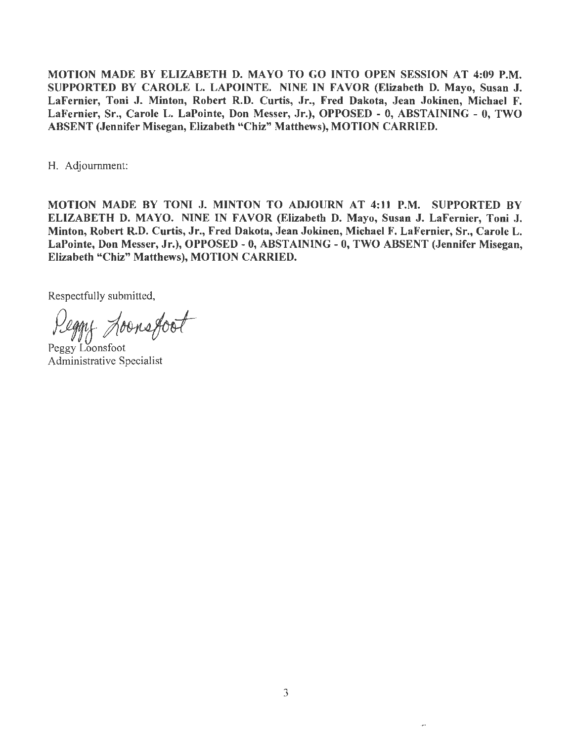**MOTION MADE BY ELIZABETH D. MAYO TO GO INTO OPEN SESSION AT 4:09 P.M. SUPPORTED BY CAROLE L. LAPOINTE. NINE IN FAVOR (Elizabeth D. Mayo, Susan J. LaFernier, Toni J. Minton, Robert R.D. Curtis, Jr., Fred Dakota, Jean Jokinen, Michael F. LaFernier, Sr., Carole L. LaPointe, Don Messer, Jr.), OPPOSED - 0, ABSTAINING - 0, TWO ABSENT (Jennifer Misegan, Elizabeth "Chiz" Matthews), MOTION CARRIED.**

H. Adjournment:

**MOTION MADE BY TONI J. MINTON TO ADJOURN AT 4:11 P.M. SUPPORTED BY ELIZABETH D. MAYO. NINE IN FAVOR (Elizabeth D. Mayo, Susan J. LaFernier, Toni J. Minton, Robert R.D. Curtis, Jr., Fred Dakota, Jean Jokinen, Michael F. LaFernier, Sr., Carole L. LaPointe, Don Messer, Jr.), OPPOSED - 0, ABSTAINING - 0, TWO ABSENT (Jennifer Misegan, Elizabeth "Chiz" Matthews), MOTION CARRIED.**

Respectfully submitted,

Peggy Loonsfoot

Peggy Loonsfoot
Administrative Specialist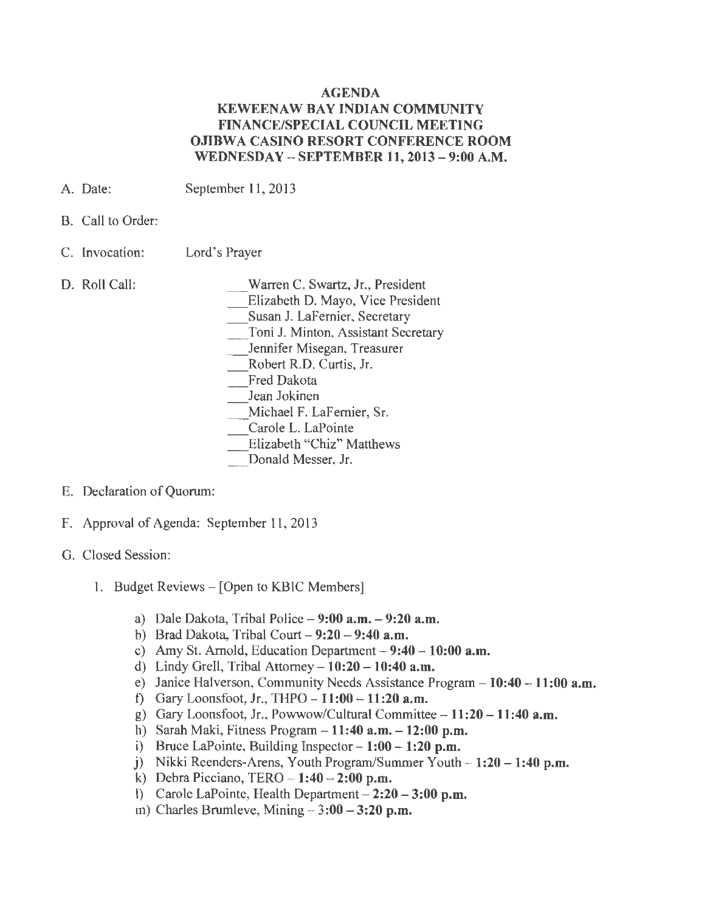# AGENDA
## KEWEENAW BAY INDIAN COMMUNITY
## FINANCE/SPECIAL COUNCIL MEETING
## OJIBWA CASINO RESORT CONFERENCE ROOM
## WEDNESDAY – SEPTEMBER 11, 2013 – 9:00 A.M.

A. Date: September 11, 2013

B. Call to Order:

C. Invocation: Lord's Prayer

D. Roll Call:
   - ___Warren C. Swartz, Jr., President
   - ___Elizabeth D. Mayo, Vice President
   - ___Susan J. LaFernier, Secretary
   - ___Toni J. Minton, Assistant Secretary
   - ___Jennifer Misegan, Treasurer
   - ___Robert R.D. Curtis, Jr.
   - ___Fred Dakota
   - ___Jean Jokinen
   - ___Michael F. LaFernier, Sr.
   - ___Carole L. LaPointe
   - ___Elizabeth "Chiz" Matthews
   - ___Donald Messer, Jr.

E. Declaration of Quorum:

F. Approval of Agenda: September 11, 2013

G. Closed Session:

1. Budget Reviews – [Open to KBIC Members]

   a) Dale Dakota, Tribal Police – **9:00 a.m. – 9:20 a.m.**
   b) Brad Dakota, Tribal Court – **9:20 – 9:40 a.m.**
   c) Amy St. Arnold, Education Department – **9:40 – 10:00 a.m.**
   d) Lindy Grell, Tribal Attorney – **10:20 – 10:40 a.m.**
   e) Janice Halverson, Community Needs Assistance Program – **10:40 – 11:00 a.m.**
   f) Gary Loonsfoot, Jr., THPO – **11:00 – 11:20 a.m.**
   g) Gary Loonsfoot, Jr., Powwow/Cultural Committee – **11:20 – 11:40 a.m.**
   h) Sarah Maki, Fitness Program – **11:40 a.m. – 12:00 p.m.**
   i) Bruce LaPointe, Building Inspector – **1:00 – 1:20 p.m.**
   j) Nikki Reenders-Arens, Youth Program/Summer Youth – **1:20 – 1:40 p.m.**
   k) Debra Picciano, TERO – **1:40 – 2:00 p.m.**
   l) Carole LaPointe, Health Department – **2:20 – 3:00 p.m.**
   m) Charles Brumleve, Mining – **3:00 – 3:20 p.m.**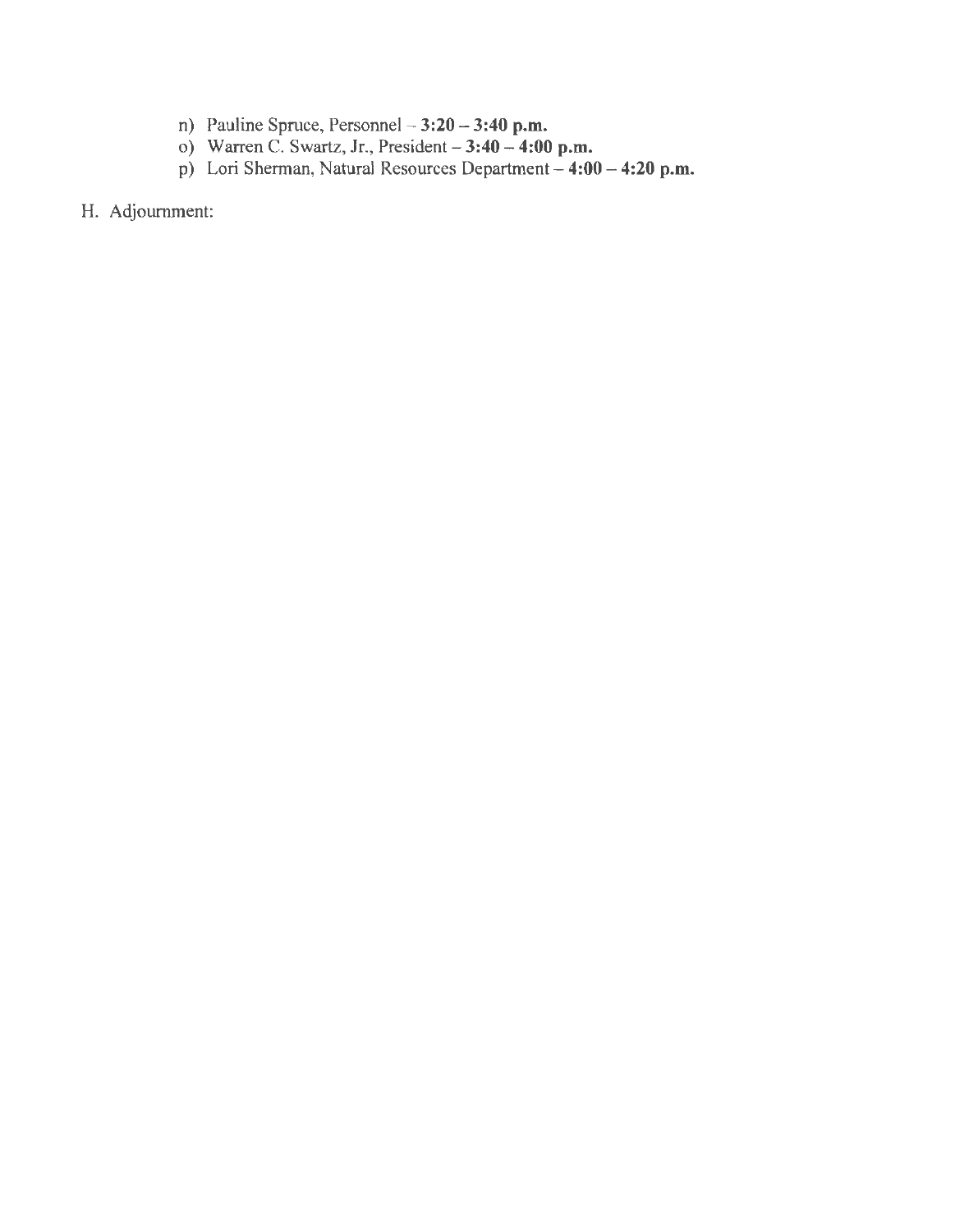n) Pauline Spruce, Personnel – **3:20 – 3:40 p.m.**
o) Warren C. Swartz, Jr., President – **3:40 – 4:00 p.m.**
p) Lori Sherman, Natural Resources Department – **4:00 – 4:20 p.m.**

H. Adjournment: